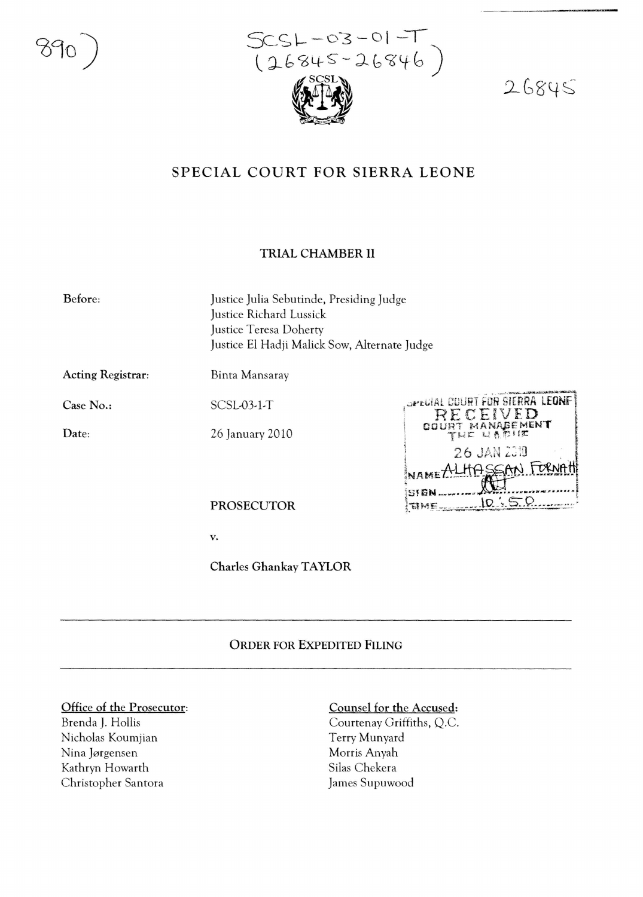890)

SCSL-03-01-T
(26845-26846)

26845

# SPECIAL COURT FOR SIERRA LEONE

## TRIAL CHAMBER II

**Before:** Justice Julia Sebutinde, Presiding Judge
Justice Richard Lussick
Justice Teresa Doherty
Justice El Hadji Malick Sow, Alternate Judge

**Acting Registrar:** Binta Mansaray

**Case No.:** SCSL-03-1-T

**Date:** 26 January 2010

SPECIAL COURT FOR SIERRA LEONE
RECEIVED
COURT MANAGEMENT
THE HAGUE
26 JAN 2010
NAME ALHASSAN FORNAH
SIGN
TIME 10:50

PROSECUTOR

v.

Charles Ghankay TAYLOR

---

## ORDER FOR EXPEDITED FILING

---

**Office of the Prosecutor:**
Brenda J. Hollis
Nicholas Koumjian
Nina Jørgensen
Kathryn Howarth
Christopher Santora

**Counsel for the Accused:**
Courtenay Griffiths, Q.C.
Terry Munyard
Morris Anyah
Silas Chekera
James Supuwood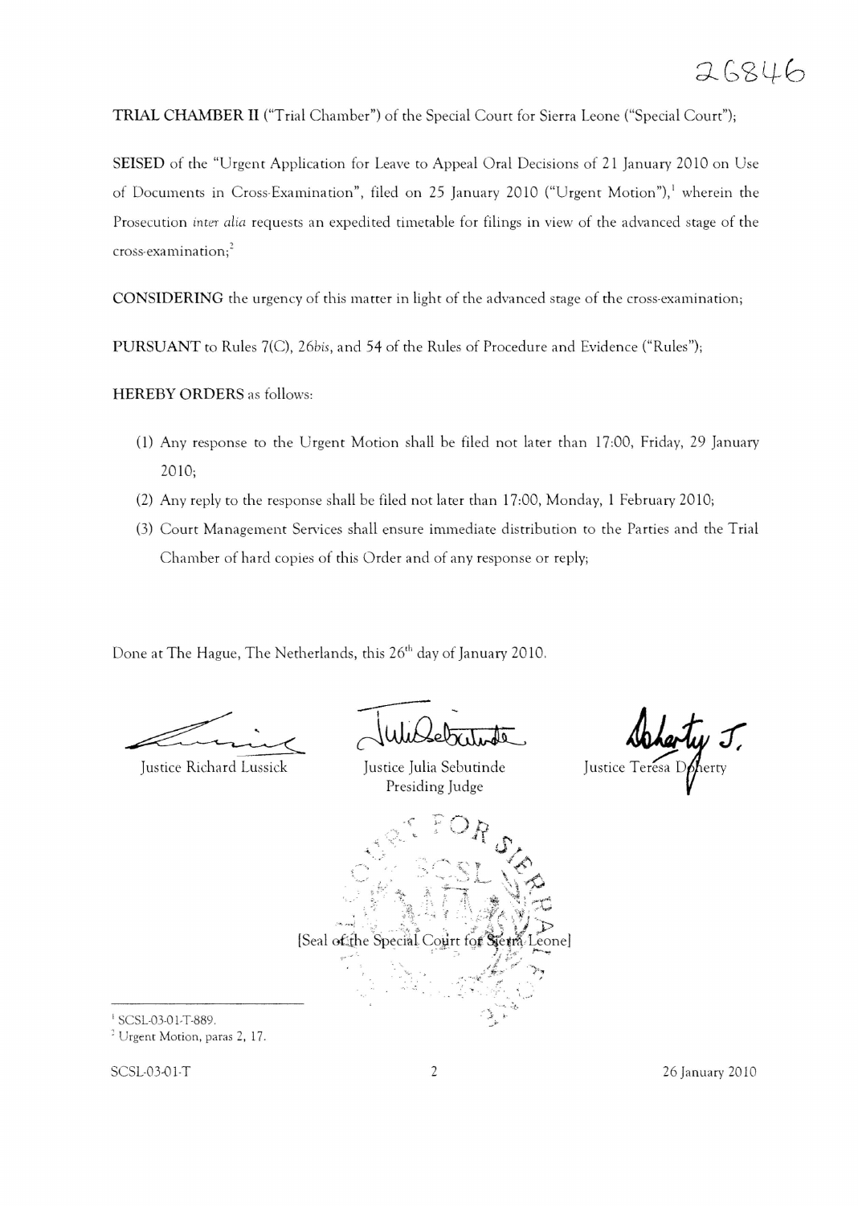**TRIAL CHAMBER II** ("Trial Chamber") of the Special Court for Sierra Leone ("Special Court");

**SEISED** of the "Urgent Application for Leave to Appeal Oral Decisions of 21 January 2010 on Use of Documents in Cross-Examination", filed on 25 January 2010 ("Urgent Motion"),[1] wherein the Prosecution *inter alia* requests an expedited timetable for filings in view of the advanced stage of the cross-examination;[2]

**CONSIDERING** the urgency of this matter in light of the advanced stage of the cross-examination;

**PURSUANT** to Rules 7(C), 26*bis*, and 54 of the Rules of Procedure and Evidence ("Rules");

**HEREBY ORDERS** as follows:

(1) Any response to the Urgent Motion shall be filed not later than 17:00, Friday, 29 January 2010;

(2) Any reply to the response shall be filed not later than 17:00, Monday, 1 February 2010;

(3) Court Management Services shall ensure immediate distribution to the Parties and the Trial Chamber of hard copies of this Order and of any response or reply;

Done at The Hague, The Netherlands, this 26th day of January 2010.

Justice Richard Lussick

Justice Julia Sebutinde
Presiding Judge

Justice Teresa Doherty

[Seal of the Special Court for Sierra Leone]

---

[1] SCSL-03-01-T-889.

[2] Urgent Motion, paras 2, 17.